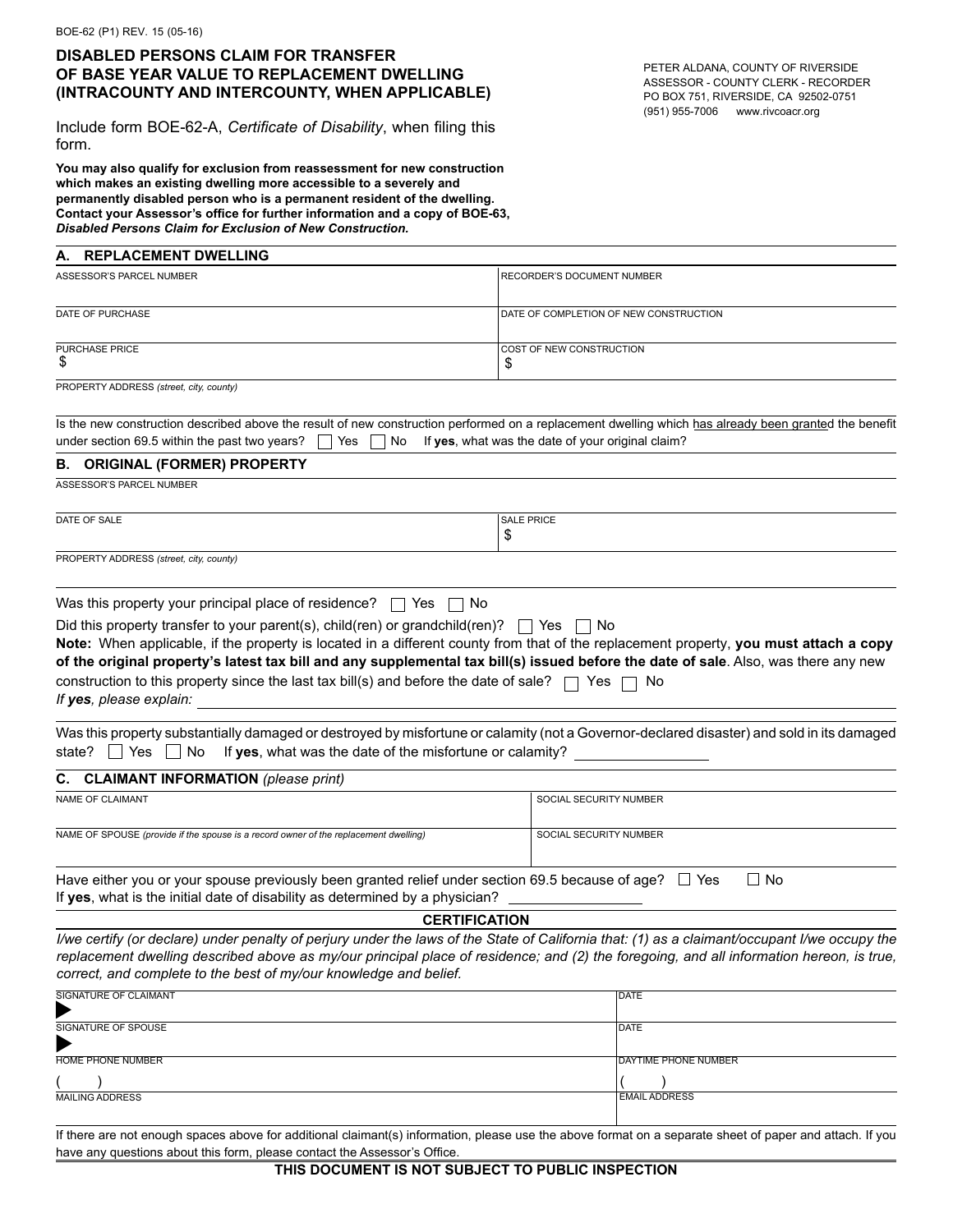BOE-62 (P1) REV. 15 (05-16)

# DISABLED PERSONS CLAIM FOR TRANSFER OF BASE YEAR VALUE TO REPLACEMENT DWELLING (INTRACOUNTY AND INTERCOUNTY, WHEN APPLICABLE)

PETER ALDANA, COUNTY OF RIVERSIDE
ASSESSOR - COUNTY CLERK - RECORDER
PO BOX 751, RIVERSIDE, CA 92502-0751
(951) 955-7006 www.rivcoacr.org

Include form BOE-62-A, *Certificate of Disability*, when filing this form.

**You may also qualify for exclusion from reassessment for new construction which makes an existing dwelling more accessible to a severely and permanently disabled person who is a permanent resident of the dwelling. Contact your Assessor's office for further information and a copy of BOE-63, *Disabled Persons Claim for Exclusion of New Construction.***

## A. REPLACEMENT DWELLING

| ASSESSOR'S PARCEL NUMBER | RECORDER'S DOCUMENT NUMBER |
|---|---|
| DATE OF PURCHASE | DATE OF COMPLETION OF NEW CONSTRUCTION |
| PURCHASE PRICE<br>$ | COST OF NEW CONSTRUCTION<br>$ |

PROPERTY ADDRESS *(street, city, county)*

Is the new construction described above the result of new construction performed on a replacement dwelling which has already been granted the benefit under section 69.5 within the past two years? ☐ Yes ☐ No If **yes**, what was the date of your original claim?

## B. ORIGINAL (FORMER) PROPERTY

ASSESSOR'S PARCEL NUMBER

| DATE OF SALE | SALE PRICE<br>$ |
|---|---|

PROPERTY ADDRESS *(street, city, county)*

Was this property your principal place of residence? ☐ Yes ☐ No

Did this property transfer to your parent(s), child(ren) or grandchild(ren)? ☐ Yes ☐ No

**Note:** When applicable, if the property is located in a different county from that of the replacement property, **you must attach a copy of the original property's latest tax bill and any supplemental tax bill(s) issued before the date of sale**. Also, was there any new construction to this property since the last tax bill(s) and before the date of sale? ☐ Yes ☐ No

*If **yes**, please explain:* ____________________

Was this property substantially damaged or destroyed by misfortune or calamity (not a Governor-declared disaster) and sold in its damaged state? ☐ Yes ☐ No If **yes**, what was the date of the misfortune or calamity? ____________

## C. CLAIMANT INFORMATION *(please print)*

| NAME OF CLAIMANT | SOCIAL SECURITY NUMBER |
|---|---|
| NAME OF SPOUSE *(provide if the spouse is a record owner of the replacement dwelling)* | SOCIAL SECURITY NUMBER |

Have either you or your spouse previously been granted relief under section 69.5 because of age? ☐ Yes ☐ No

If **yes**, what is the initial date of disability as determined by a physician? ____________

### CERTIFICATION

*I/we certify (or declare) under penalty of perjury under the laws of the State of California that: (1) as a claimant/occupant I/we occupy the replacement dwelling described above as my/our principal place of residence; and (2) the foregoing, and all information hereon, is true, correct, and complete to the best of my/our knowledge and belief.*

| SIGNATURE OF CLAIMANT<br>▶ | DATE |
|---|---|
| SIGNATURE OF SPOUSE<br>▶ | DATE |
| HOME PHONE NUMBER<br>( ) | DAYTIME PHONE NUMBER<br>( ) |
| MAILING ADDRESS | EMAIL ADDRESS |

If there are not enough spaces above for additional claimant(s) information, please use the above format on a separate sheet of paper and attach. If you have any questions about this form, please contact the Assessor's Office.

**THIS DOCUMENT IS NOT SUBJECT TO PUBLIC INSPECTION**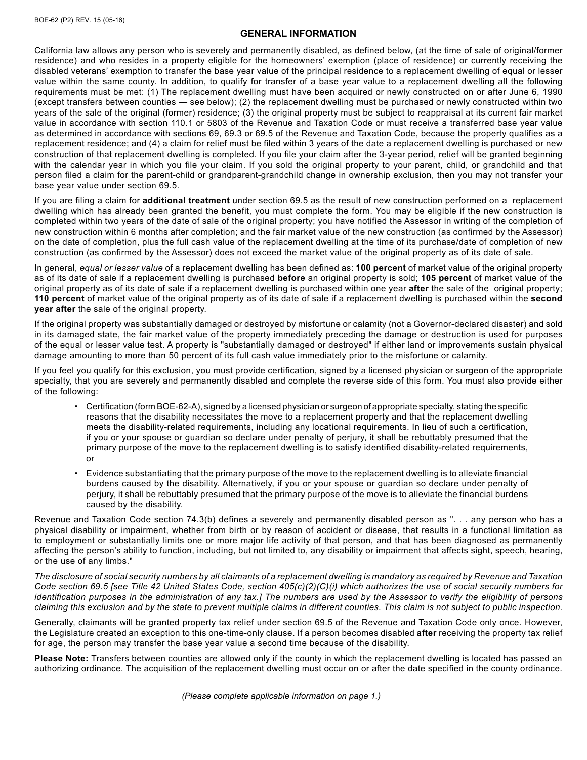## GENERAL INFORMATION

California law allows any person who is severely and permanently disabled, as defined below, (at the time of sale of original/former residence) and who resides in a property eligible for the homeowners' exemption (place of residence) or currently receiving the disabled veterans' exemption to transfer the base year value of the principal residence to a replacement dwelling of equal or lesser value within the same county. In addition, to qualify for transfer of a base year value to a replacement dwelling all the following requirements must be met: (1) The replacement dwelling must have been acquired or newly constructed on or after June 6, 1990 (except transfers between counties — see below); (2) the replacement dwelling must be purchased or newly constructed within two years of the sale of the original (former) residence; (3) the original property must be subject to reappraisal at its current fair market value in accordance with section 110.1 or 5803 of the Revenue and Taxation Code or must receive a transferred base year value as determined in accordance with sections 69, 69.3 or 69.5 of the Revenue and Taxation Code, because the property qualifies as a replacement residence; and (4) a claim for relief must be filed within 3 years of the date a replacement dwelling is purchased or new construction of that replacement dwelling is completed. If you file your claim after the 3-year period, relief will be granted beginning with the calendar year in which you file your claim. If you sold the original property to your parent, child, or grandchild and that person filed a claim for the parent-child or grandparent-grandchild change in ownership exclusion, then you may not transfer your base year value under section 69.5.

If you are filing a claim for **additional treatment** under section 69.5 as the result of new construction performed on a replacement dwelling which has already been granted the benefit, you must complete the form. You may be eligible if the new construction is completed within two years of the date of sale of the original property; you have notified the Assessor in writing of the completion of new construction within 6 months after completion; and the fair market value of the new construction (as confirmed by the Assessor) on the date of completion, plus the full cash value of the replacement dwelling at the time of its purchase/date of completion of new construction (as confirmed by the Assessor) does not exceed the market value of the original property as of its date of sale.

In general, *equal or lesser value* of a replacement dwelling has been defined as: **100 percent** of market value of the original property as of its date of sale if a replacement dwelling is purchased **before** an original property is sold; **105 percent** of market value of the original property as of its date of sale if a replacement dwelling is purchased within one year **after** the sale of the original property; **110 percent** of market value of the original property as of its date of sale if a replacement dwelling is purchased within the **second year after** the sale of the original property.

If the original property was substantially damaged or destroyed by misfortune or calamity (not a Governor-declared disaster) and sold in its damaged state, the fair market value of the property immediately preceding the damage or destruction is used for purposes of the equal or lesser value test. A property is "substantially damaged or destroyed" if either land or improvements sustain physical damage amounting to more than 50 percent of its full cash value immediately prior to the misfortune or calamity.

If you feel you qualify for this exclusion, you must provide certification, signed by a licensed physician or surgeon of the appropriate specialty, that you are severely and permanently disabled and complete the reverse side of this form. You must also provide either of the following:

- Certification (form BOE-62-A), signed by a licensed physician or surgeon of appropriate specialty, stating the specific reasons that the disability necessitates the move to a replacement property and that the replacement dwelling meets the disability-related requirements, including any locational requirements. In lieu of such a certification, if you or your spouse or guardian so declare under penalty of perjury, it shall be rebuttably presumed that the primary purpose of the move to the replacement dwelling is to satisfy identified disability-related requirements, or
- Evidence substantiating that the primary purpose of the move to the replacement dwelling is to alleviate financial burdens caused by the disability. Alternatively, if you or your spouse or guardian so declare under penalty of perjury, it shall be rebuttably presumed that the primary purpose of the move is to alleviate the financial burdens caused by the disability.

Revenue and Taxation Code section 74.3(b) defines a severely and permanently disabled person as ". . . any person who has a physical disability or impairment, whether from birth or by reason of accident or disease, that results in a functional limitation as to employment or substantially limits one or more major life activity of that person, and that has been diagnosed as permanently affecting the person's ability to function, including, but not limited to, any disability or impairment that affects sight, speech, hearing, or the use of any limbs."

*The disclosure of social security numbers by all claimants of a replacement dwelling is mandatory as required by Revenue and Taxation Code section 69.5 [see Title 42 United States Code, section 405(c)(2)(C)(i) which authorizes the use of social security numbers for identification purposes in the administration of any tax.] The numbers are used by the Assessor to verify the eligibility of persons claiming this exclusion and by the state to prevent multiple claims in different counties. This claim is not subject to public inspection.*

Generally, claimants will be granted property tax relief under section 69.5 of the Revenue and Taxation Code only once. However, the Legislature created an exception to this one-time-only clause. If a person becomes disabled **after** receiving the property tax relief for age, the person may transfer the base year value a second time because of the disability.

**Please Note:** Transfers between counties are allowed only if the county in which the replacement dwelling is located has passed an authorizing ordinance. The acquisition of the replacement dwelling must occur on or after the date specified in the county ordinance.

*(Please complete applicable information on page 1.)*